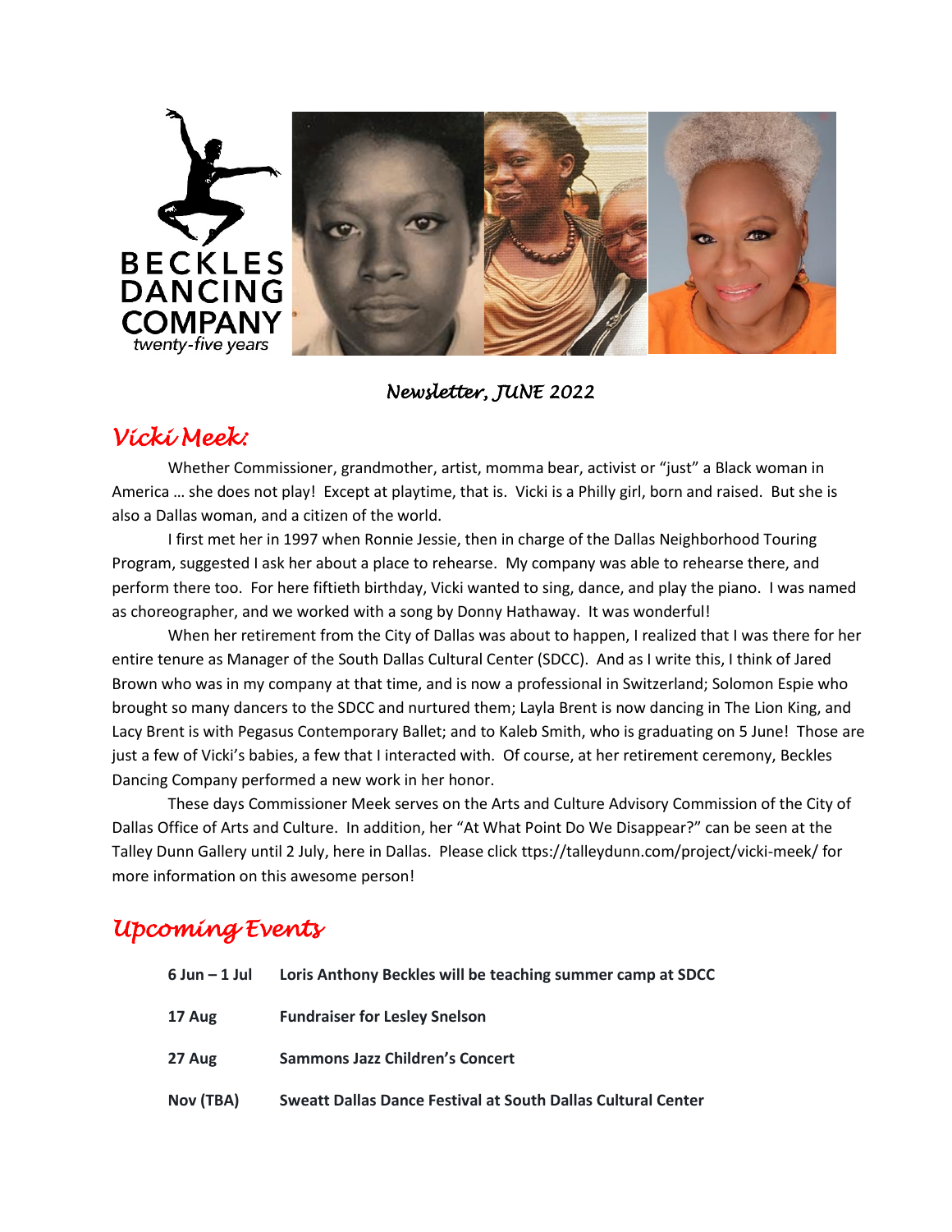BECKLES DANCING COMPANY
*twenty-five years*

*Newsletter, JUNE 2022*

## *Vicki Meek:*

Whether Commissioner, grandmother, artist, momma bear, activist or "just" a Black woman in America … she does not play! Except at playtime, that is. Vicki is a Philly girl, born and raised. But she is also a Dallas woman, and a citizen of the world.

I first met her in 1997 when Ronnie Jessie, then in charge of the Dallas Neighborhood Touring Program, suggested I ask her about a place to rehearse. My company was able to rehearse there, and perform there too. For here fiftieth birthday, Vicki wanted to sing, dance, and play the piano. I was named as choreographer, and we worked with a song by Donny Hathaway. It was wonderful!

When her retirement from the City of Dallas was about to happen, I realized that I was there for her entire tenure as Manager of the South Dallas Cultural Center (SDCC). And as I write this, I think of Jared Brown who was in my company at that time, and is now a professional in Switzerland; Solomon Espie who brought so many dancers to the SDCC and nurtured them; Layla Brent is now dancing in The Lion King, and Lacy Brent is with Pegasus Contemporary Ballet; and to Kaleb Smith, who is graduating on 5 June! Those are just a few of Vicki's babies, a few that I interacted with. Of course, at her retirement ceremony, Beckles Dancing Company performed a new work in her honor.

These days Commissioner Meek serves on the Arts and Culture Advisory Commission of the City of Dallas Office of Arts and Culture. In addition, her "At What Point Do We Disappear?" can be seen at the Talley Dunn Gallery until 2 July, here in Dallas. Please click ttps://talleydunn.com/project/vicki-meek/ for more information on this awesome person!

## *Upcoming Events*

| | |
|---|---|
| **6 Jun – 1 Jul** | **Loris Anthony Beckles will be teaching summer camp at SDCC** |
| **17 Aug** | **Fundraiser for Lesley Snelson** |
| **27 Aug** | **Sammons Jazz Children's Concert** |
| **Nov (TBA)** | **Sweatt Dallas Dance Festival at South Dallas Cultural Center** |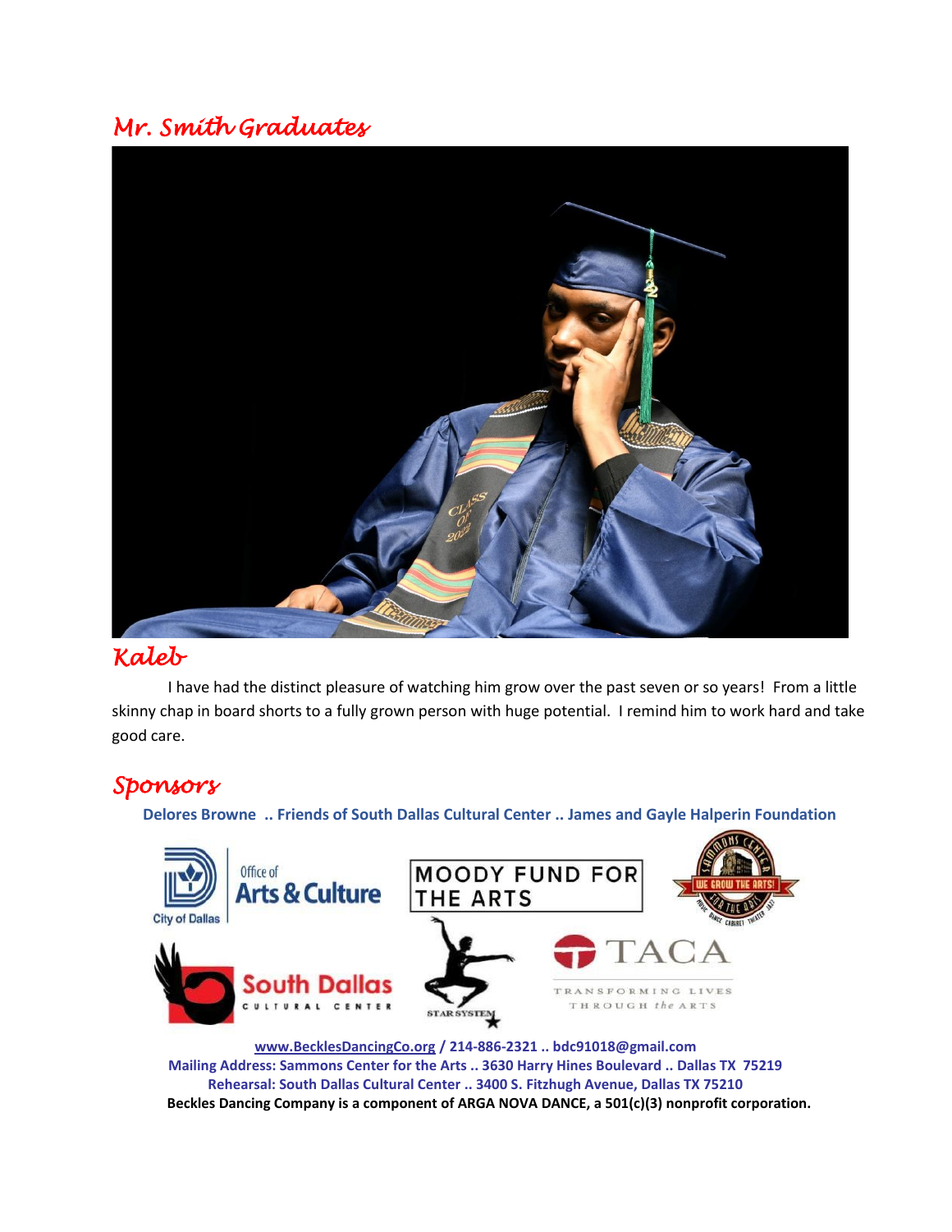## Mr. Smith Graduates

## Kaleb

I have had the distinct pleasure of watching him grow over the past seven or so years! From a little skinny chap in board shorts to a fully grown person with huge potential. I remind him to work hard and take good care.

## Sponsors

**Delores Browne .. Friends of South Dallas Cultural Center .. James and Gayle Halperin Foundation**

City of Dallas Office of Arts & Culture

MOODY FUND FOR THE ARTS

SAMMONS CENTER FOR THE ARTS — WE GROW THE ARTS!

South Dallas CULTURAL CENTER

STAR SYSTEM

TACA TRANSFORMING LIVES THROUGH *the* ARTS

**www.BecklesDancingCo.org / 214-886-2321 .. bdc91018@gmail.com**
**Mailing Address: Sammons Center for the Arts .. 3630 Harry Hines Boulevard .. Dallas TX 75219**
**Rehearsal: South Dallas Cultural Center .. 3400 S. Fitzhugh Avenue, Dallas TX 75210**
**Beckles Dancing Company is a component of ARGA NOVA DANCE, a 501(c)(3) nonprofit corporation.**